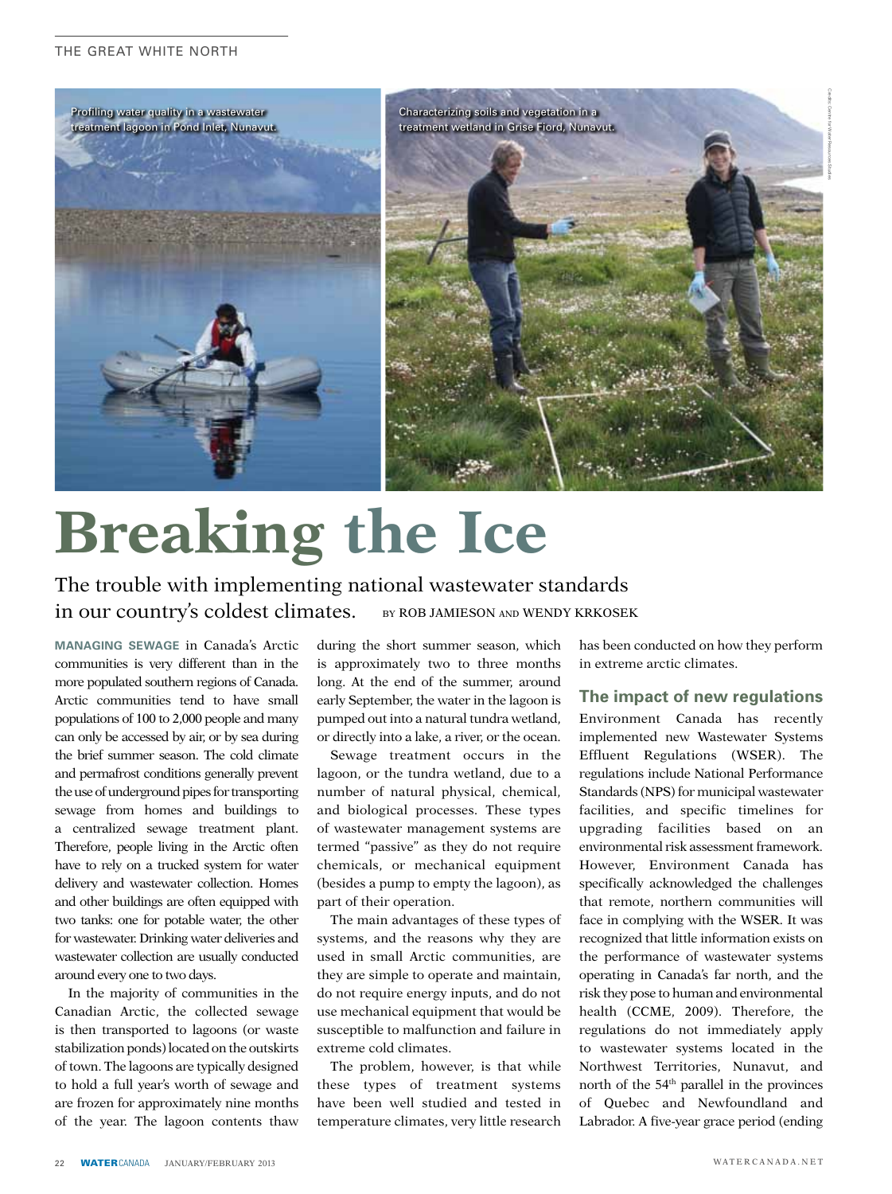Profiling water quality in a wastewater treatment lagoon in Pond Inlet, Nunavut.

Characterizing soils and vegetation in a treatment wetland in Grise Fiord, Nunavut.

Credits: Centre for Water Resources Studies

# Breaking the Ice

## The trouble with implementing national wastewater standards in our country's coldest climates.

BY ROB JAMIESON AND WENDY KRKOSEK

**MANAGING SEWAGE** in Canada's Arctic communities is very different than in the more populated southern regions of Canada. Arctic communities tend to have small populations of 100 to 2,000 people and many can only be accessed by air, or by sea during the brief summer season. The cold climate and permafrost conditions generally prevent the use of underground pipes for transporting sewage from homes and buildings to a centralized sewage treatment plant. Therefore, people living in the Arctic often have to rely on a trucked system for water delivery and wastewater collection. Homes and other buildings are often equipped with two tanks: one for potable water, the other for wastewater. Drinking water deliveries and wastewater collection are usually conducted around every one to two days.

In the majority of communities in the Canadian Arctic, the collected sewage is then transported to lagoons (or waste stabilization ponds) located on the outskirts of town. The lagoons are typically designed to hold a full year's worth of sewage and are frozen for approximately nine months of the year. The lagoon contents thaw during the short summer season, which is approximately two to three months long. At the end of the summer, around early September, the water in the lagoon is pumped out into a natural tundra wetland, or directly into a lake, a river, or the ocean.

Sewage treatment occurs in the lagoon, or the tundra wetland, due to a number of natural physical, chemical, and biological processes. These types of wastewater management systems are termed "passive" as they do not require chemicals, or mechanical equipment (besides a pump to empty the lagoon), as part of their operation.

The main advantages of these types of systems, and the reasons why they are used in small Arctic communities, are they are simple to operate and maintain, do not require energy inputs, and do not use mechanical equipment that would be susceptible to malfunction and failure in extreme cold climates.

The problem, however, is that while these types of treatment systems have been well studied and tested in temperature climates, very little research has been conducted on how they perform in extreme arctic climates.

### The impact of new regulations

Environment Canada has recently implemented new Wastewater Systems Effluent Regulations (WSER). The regulations include National Performance Standards (NPS) for municipal wastewater facilities, and specific timelines for upgrading facilities based on an environmental risk assessment framework. However, Environment Canada has specifically acknowledged the challenges that remote, northern communities will face in complying with the WSER. It was recognized that little information exists on the performance of wastewater systems operating in Canada's far north, and the risk they pose to human and environmental health (CCME, 2009). Therefore, the regulations do not immediately apply to wastewater systems located in the Northwest Territories, Nunavut, and north of the 54th parallel in the provinces of Quebec and Newfoundland and Labrador. A five-year grace period (ending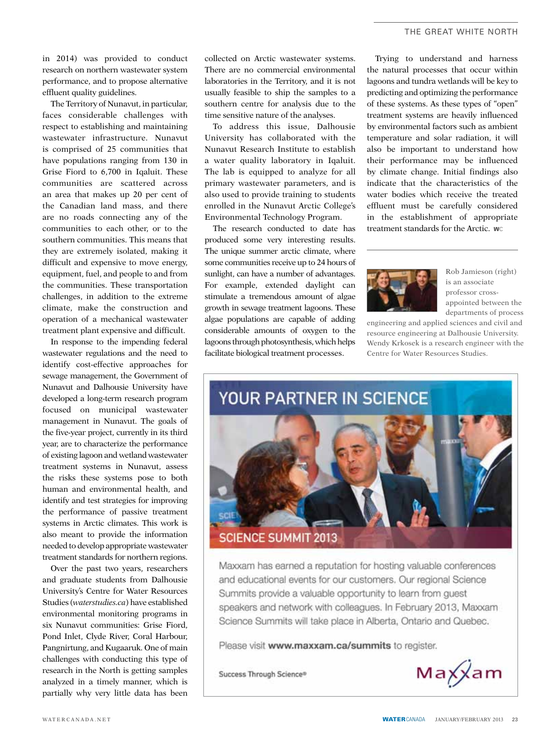in 2014) was provided to conduct research on northern wastewater system performance, and to propose alternative effluent quality guidelines.

The Territory of Nunavut, in particular, faces considerable challenges with respect to establishing and maintaining wastewater infrastructure. Nunavut is comprised of 25 communities that have populations ranging from 130 in Grise Fiord to 6,700 in Iqaluit. These communities are scattered across an area that makes up 20 per cent of the Canadian land mass, and there are no roads connecting any of the communities to each other, or to the southern communities. This means that they are extremely isolated, making it difficult and expensive to move energy, equipment, fuel, and people to and from the communities. These transportation challenges, in addition to the extreme climate, make the construction and operation of a mechanical wastewater treatment plant expensive and difficult.

In response to the impending federal wastewater regulations and the need to identify cost-effective approaches for sewage management, the Government of Nunavut and Dalhousie University have developed a long-term research program focused on municipal wastewater management in Nunavut. The goals of the five-year project, currently in its third year, are to characterize the performance of existing lagoon and wetland wastewater treatment systems in Nunavut, assess the risks these systems pose to both human and environmental health, and identify and test strategies for improving the performance of passive treatment systems in Arctic climates. This work is also meant to provide the information needed to develop appropriate wastewater treatment standards for northern regions.

Over the past two years, researchers and graduate students from Dalhousie University's Centre for Water Resources Studies (*waterstudies.ca*) have established environmental monitoring programs in six Nunavut communities: Grise Fiord, Pond Inlet, Clyde River, Coral Harbour, Pangnirtung, and Kugaaruk. One of main challenges with conducting this type of research in the North is getting samples analyzed in a timely manner, which is partially why very little data has been collected on Arctic wastewater systems. There are no commercial environmental laboratories in the Territory, and it is not usually feasible to ship the samples to a southern centre for analysis due to the time sensitive nature of the analyses.

To address this issue, Dalhousie University has collaborated with the Nunavut Research Institute to establish a water quality laboratory in Iqaluit. The lab is equipped to analyze for all primary wastewater parameters, and is also used to provide training to students enrolled in the Nunavut Arctic College's Environmental Technology Program.

The research conducted to date has produced some very interesting results. The unique summer arctic climate, where some communities receive up to 24 hours of sunlight, can have a number of advantages. For example, extended daylight can stimulate a tremendous amount of algae growth in sewage treatment lagoons. These algae populations are capable of adding considerable amounts of oxygen to the lagoons through photosynthesis, which helps facilitate biological treatment processes.

Trying to understand and harness the natural processes that occur within lagoons and tundra wetlands will be key to predicting and optimizing the performance of these systems. As these types of "open" treatment systems are heavily influenced by environmental factors such as ambient temperature and solar radiation, it will also be important to understand how their performance may be influenced by climate change. Initial findings also indicate that the characteristics of the water bodies which receive the treated effluent must be carefully considered in the establishment of appropriate treatment standards for the Arctic. WC

Rob Jamieson (right) is an associate professor cross-appointed between the departments of process engineering and applied sciences and civil and resource engineering at Dalhousie University. Wendy Krkosek is a research engineer with the Centre for Water Resources Studies.

YOUR PARTNER IN SCIENCE

SCIENCE SUMMIT 2013

Maxxam has earned a reputation for hosting valuable conferences and educational events for our customers. Our regional Science Summits provide a valuable opportunity to learn from guest speakers and network with colleagues. In February 2013, Maxxam Science Summits will take place in Alberta, Ontario and Quebec.

Please visit **www.maxxam.ca/summits** to register.

Success Through Science®

Maxxam